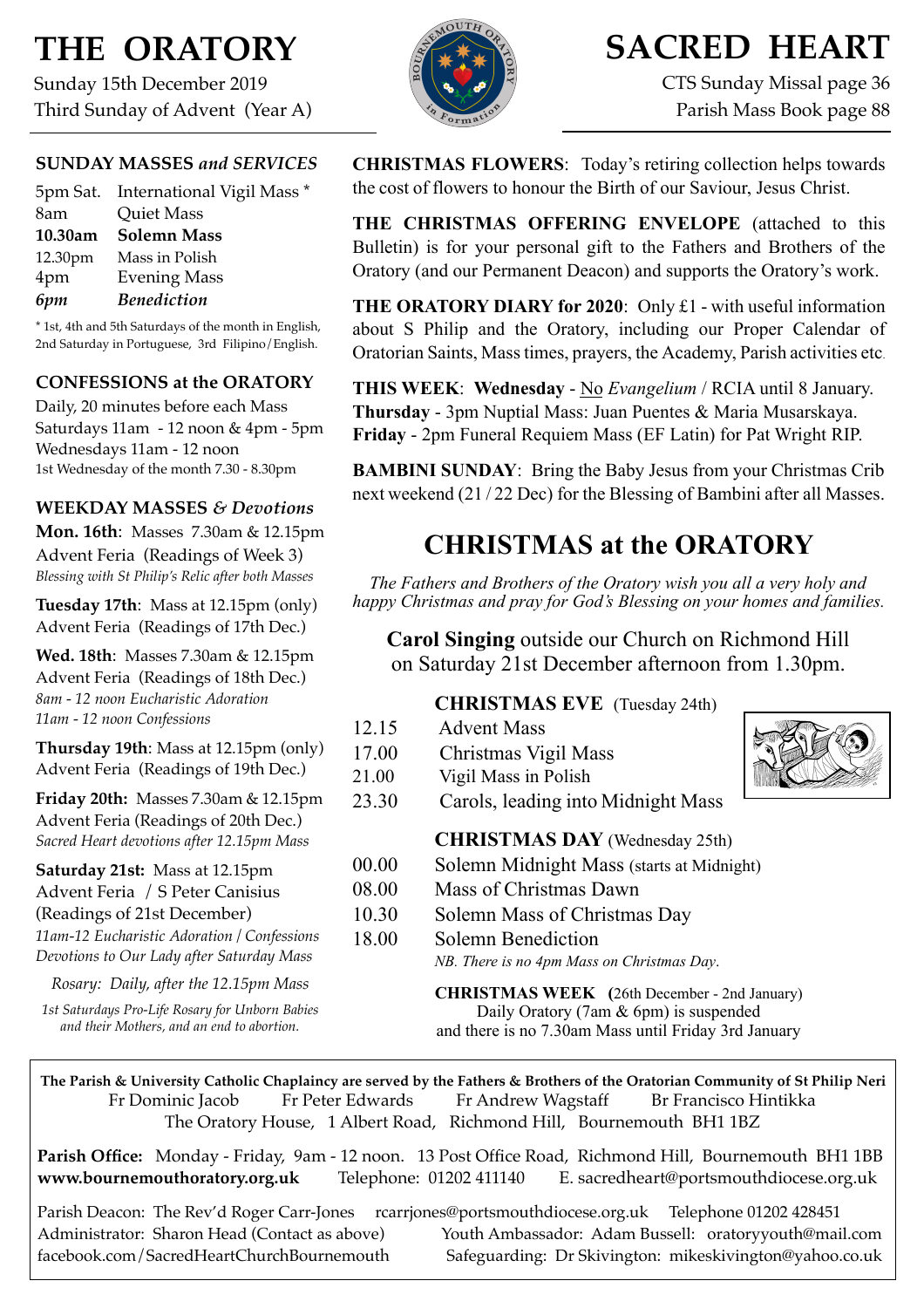# THE ORATORY

Sunday 15th December 2019
Third Sunday of Advent (Year A)

# SACRED HEART

CTS Sunday Missal page 36
Parish Mass Book page 88

### SUNDAY MASSES *and SERVICES*

| | |
|---|---|
| 5pm Sat. | International Vigil Mass * |
| 8am | Quiet Mass |
| **10.30am** | **Solemn Mass** |
| 12.30pm | Mass in Polish |
| 4pm | Evening Mass |
| *6pm* | ***Benediction*** |

\* 1st, 4th and 5th Saturdays of the month in English, 2nd Saturday in Portuguese, 3rd Filipino/English.

### CONFESSIONS at the ORATORY

Daily, 20 minutes before each Mass
Saturdays 11am - 12 noon & 4pm - 5pm
Wednesdays 11am - 12 noon
1st Wednesday of the month 7.30 - 8.30pm

### WEEKDAY MASSES *& Devotions*

**Mon. 16th**: Masses 7.30am & 12.15pm
Advent Feria (Readings of Week 3)
*Blessing with St Philip's Relic after both Masses*

**Tuesday 17th**: Mass at 12.15pm (only)
Advent Feria (Readings of 17th Dec.)

**Wed. 18th**: Masses 7.30am & 12.15pm
Advent Feria (Readings of 18th Dec.)
*8am - 12 noon Eucharistic Adoration*
*11am - 12 noon Confessions*

**Thursday 19th**: Mass at 12.15pm (only)
Advent Feria (Readings of 19th Dec.)

**Friday 20th:** Masses 7.30am & 12.15pm
Advent Feria (Readings of 20th Dec.)
*Sacred Heart devotions after 12.15pm Mass*

**Saturday 21st:** Mass at 12.15pm
Advent Feria / S Peter Canisius
(Readings of 21st December)
*11am-12 Eucharistic Adoration / Confessions*
*Devotions to Our Lady after Saturday Mass*

*Rosary: Daily, after the 12.15pm Mass*

*1st Saturdays Pro-Life Rosary for Unborn Babies and their Mothers, and an end to abortion.*

**CHRISTMAS FLOWERS**: Today's retiring collection helps towards the cost of flowers to honour the Birth of our Saviour, Jesus Christ.

**THE CHRISTMAS OFFERING ENVELOPE** (attached to this Bulletin) is for your personal gift to the Fathers and Brothers of the Oratory (and our Permanent Deacon) and supports the Oratory's work.

**THE ORATORY DIARY for 2020**: Only £1 - with useful information about S Philip and the Oratory, including our Proper Calendar of Oratorian Saints, Mass times, prayers, the Academy, Parish activities etc.

**THIS WEEK**: **Wednesday** - No *Evangelium* / RCIA until 8 January.
**Thursday** - 3pm Nuptial Mass: Juan Puentes & Maria Musarskaya.
**Friday** - 2pm Funeral Requiem Mass (EF Latin) for Pat Wright RIP.

**BAMBINI SUNDAY**: Bring the Baby Jesus from your Christmas Crib next weekend (21 / 22 Dec) for the Blessing of Bambini after all Masses.

## CHRISTMAS at the ORATORY

*The Fathers and Brothers of the Oratory wish you all a very holy and happy Christmas and pray for God's Blessing on your homes and families.*

**Carol Singing** outside our Church on Richmond Hill on Saturday 21st December afternoon from 1.30pm.

**CHRISTMAS EVE** (Tuesday 24th)

| | |
|---|---|
| 12.15 | Advent Mass |
| 17.00 | Christmas Vigil Mass |
| 21.00 | Vigil Mass in Polish |
| 23.30 | Carols, leading into Midnight Mass |

**CHRISTMAS DAY** (Wednesday 25th)

| | |
|---|---|
| 00.00 | Solemn Midnight Mass (starts at Midnight) |
| 08.00 | Mass of Christmas Dawn |
| 10.30 | Solemn Mass of Christmas Day |
| 18.00 | Solemn Benediction |

*NB. There is no 4pm Mass on Christmas Day.*

**CHRISTMAS WEEK** (26th December - 2nd January)
Daily Oratory (7am & 6pm) is suspended and there is no 7.30am Mass until Friday 3rd January

**The Parish & University Catholic Chaplaincy are served by the Fathers & Brothers of the Oratorian Community of St Philip Neri**
Fr Dominic Jacob   Fr Peter Edwards   Fr Andrew Wagstaff   Br Francisco Hintikka
The Oratory House, 1 Albert Road, Richmond Hill, Bournemouth BH1 1BZ

**Parish Office:** Monday - Friday, 9am - 12 noon. 13 Post Office Road, Richmond Hill, Bournemouth BH1 1BB
**www.bournemouthoratory.org.uk**   Telephone: 01202 411140   E. sacredheart@portsmouthdiocese.org.uk

Parish Deacon: The Rev'd Roger Carr-Jones   rcarrjones@portsmouthdiocese.org.uk   Telephone 01202 428451
Administrator: Sharon Head (Contact as above)   Youth Ambassador: Adam Bussell: oratoryyouth@mail.com
facebook.com/SacredHeartChurchBournemouth   Safeguarding: Dr Skivington: mikeskivington@yahoo.co.uk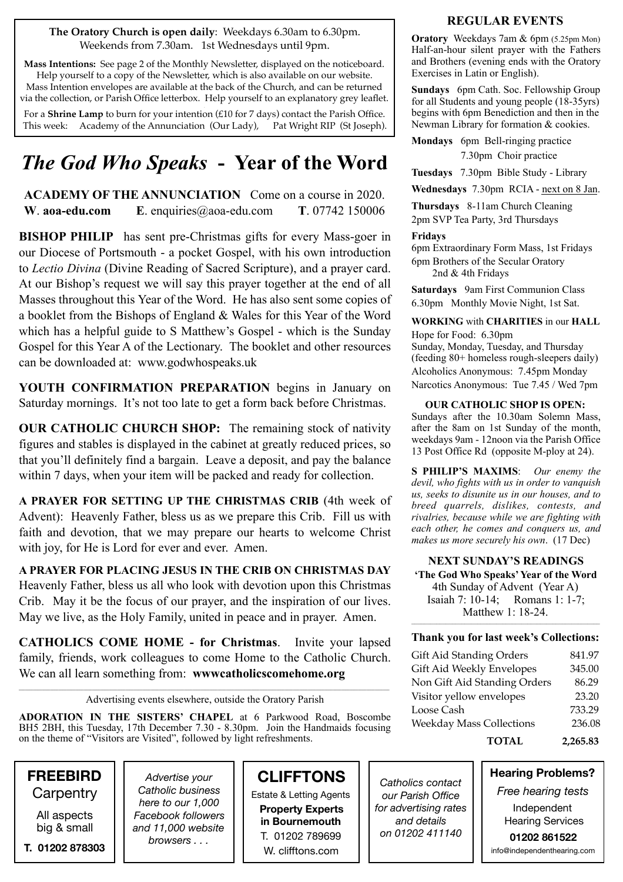**The Oratory Church is open daily**: Weekdays 6.30am to 6.30pm. Weekends from 7.30am. 1st Wednesdays until 9pm.

**Mass Intentions:** See page 2 of the Monthly Newsletter, displayed on the noticeboard. Help yourself to a copy of the Newsletter, which is also available on our website. Mass Intention envelopes are available at the back of the Church, and can be returned via the collection, or Parish Office letterbox. Help yourself to an explanatory grey leaflet.

For a **Shrine Lamp** to burn for your intention (£10 for 7 days) contact the Parish Office. This week: Academy of the Annunciation (Our Lady), Pat Wright RIP (St Joseph).

# *The God Who Speaks* - Year of the Word

**ACADEMY OF THE ANNUNCIATION** Come on a course in 2020.
**W**. **aoa-edu.com** **E**. enquiries@aoa-edu.com **T**. 07742 150006

**BISHOP PHILIP** has sent pre-Christmas gifts for every Mass-goer in our Diocese of Portsmouth - a pocket Gospel, with his own introduction to *Lectio Divina* (Divine Reading of Sacred Scripture), and a prayer card. At our Bishop's request we will say this prayer together at the end of all Masses throughout this Year of the Word. He has also sent some copies of a booklet from the Bishops of England & Wales for this Year of the Word which has a helpful guide to S Matthew's Gospel - which is the Sunday Gospel for this Year A of the Lectionary. The booklet and other resources can be downloaded at: www.godwhospeaks.uk

**YOUTH CONFIRMATION PREPARATION** begins in January on Saturday mornings. It's not too late to get a form back before Christmas.

**OUR CATHOLIC CHURCH SHOP:** The remaining stock of nativity figures and stables is displayed in the cabinet at greatly reduced prices, so that you'll definitely find a bargain. Leave a deposit, and pay the balance within 7 days, when your item will be packed and ready for collection.

**A PRAYER FOR SETTING UP THE CHRISTMAS CRIB** (4th week of Advent): Heavenly Father, bless us as we prepare this Crib. Fill us with faith and devotion, that we may prepare our hearts to welcome Christ with joy, for He is Lord for ever and ever. Amen.

**A PRAYER FOR PLACING JESUS IN THE CRIB ON CHRISTMAS DAY** Heavenly Father, bless us all who look with devotion upon this Christmas Crib. May it be the focus of our prayer, and the inspiration of our lives. May we live, as the Holy Family, united in peace and in prayer. Amen.

**CATHOLICS COME HOME - for Christmas**. Invite your lapsed family, friends, work colleagues to come Home to the Catholic Church. We can all learn something from: **wwwcatholicscomehome.org**

Advertising events elsewhere, outside the Oratory Parish

**ADORATION IN THE SISTERS' CHAPEL** at 6 Parkwood Road, Boscombe BH5 2BH, this Tuesday, 17th December 7.30 - 8.30pm. Join the Handmaids focusing on the theme of "Visitors are Visited", followed by light refreshments.

## REGULAR EVENTS

**Oratory** Weekdays 7am & 6pm (5.25pm Mon) Half-an-hour silent prayer with the Fathers and Brothers (evening ends with the Oratory Exercises in Latin or English).

**Sundays** 6pm Cath. Soc. Fellowship Group for all Students and young people (18-35yrs) begins with 6pm Benediction and then in the Newman Library for formation & cookies.

**Mondays** 6pm Bell-ringing practice
7.30pm Choir practice

**Tuesdays** 7.30pm Bible Study - Library

**Wednesdays** 7.30pm RCIA - next on 8 Jan.

**Thursdays** 8-11am Church Cleaning
2pm SVP Tea Party, 3rd Thursdays

**Fridays**
6pm Extraordinary Form Mass, 1st Fridays
6pm Brothers of the Secular Oratory 2nd & 4th Fridays

**Saturdays** 9am First Communion Class
6.30pm Monthly Movie Night, 1st Sat.

**WORKING** with **CHARITIES** in our **HALL**
Hope for Food: 6.30pm
Sunday, Monday, Tuesday, and Thursday (feeding 80+ homeless rough-sleepers daily)
Alcoholics Anonymous: 7.45pm Monday
Narcotics Anonymous: Tue 7.45 / Wed 7pm

**OUR CATHOLIC SHOP IS OPEN:**
Sundays after the 10.30am Solemn Mass, after the 8am on 1st Sunday of the month, weekdays 9am - 12noon via the Parish Office 13 Post Office Rd (opposite M-ploy at 24).

**S PHILIP'S MAXIMS**: *Our enemy the devil, who fights with us in order to vanquish us, seeks to disunite us in our houses, and to breed quarrels, dislikes, contests, and rivalries, because while we are fighting with each other, he comes and conquers us, and makes us more securely his own*. (17 Dec)

**NEXT SUNDAY'S READINGS**
**'The God Who Speaks' Year of the Word**
4th Sunday of Advent (Year A)
Isaiah 7: 10-14; Romans 1: 1-7;
Matthew 1: 18-24.

**Thank you for last week's Collections:**

| | |
|---|---|
| Gift Aid Standing Orders | 841.97 |
| Gift Aid Weekly Envelopes | 345.00 |
| Non Gift Aid Standing Orders | 86.29 |
| Visitor yellow envelopes | 23.20 |
| Loose Cash | 733.29 |
| Weekday Mass Collections | 236.08 |
| **TOTAL** | **2,265.83** |

**FREEBIRD** Carpentry
All aspects big & small
**T. 01202 878303**

*Advertise your Catholic business here to our 1,000 Facebook followers and 11,000 website browsers . . .*

**CLIFFTONS**
Estate & Letting Agents
**Property Experts in Bournemouth**
T. 01202 789699
W. cliftons.com

*Catholics contact our Parish Office for advertising rates and details on 01202 411140*

**Hearing Problems?**
*Free hearing tests*
Independent Hearing Services
**01202 861522**
info@independenthearing.com